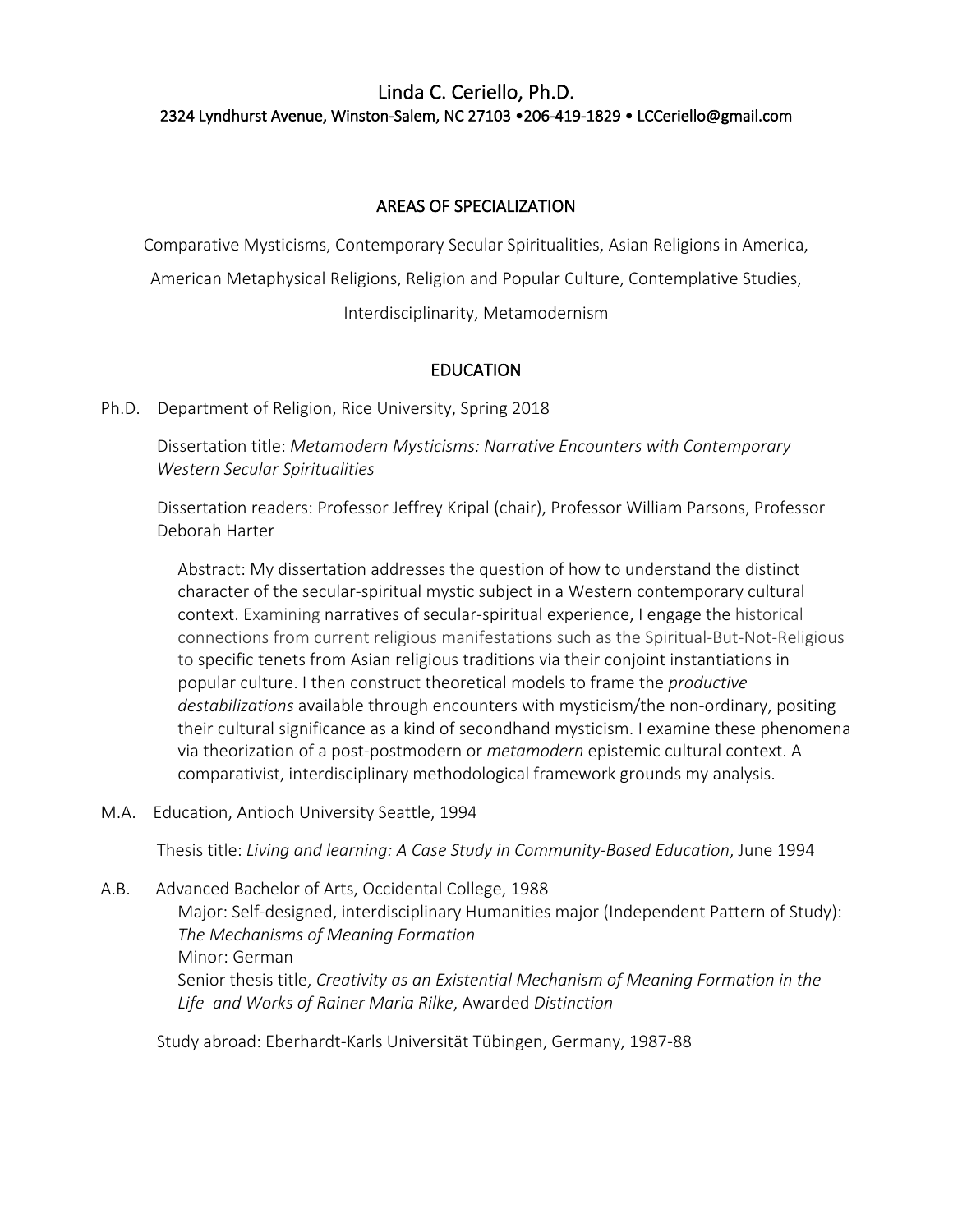# Linda C. Ceriello, Ph.D.

2324 Lyndhurst Avenue, Winston-Salem, NC 27103 •206-419-1829 • LCCeriello@gmail.com

## AREAS OF SPECIALIZATION

Comparative Mysticisms, Contemporary Secular Spiritualities, Asian Religions in America, American Metaphysical Religions, Religion and Popular Culture, Contemplative Studies, Interdisciplinarity, Metamodernism

## EDUCATION

Ph.D. Department of Religion, Rice University, Spring 2018

Dissertation title: *Metamodern Mysticisms: Narrative Encounters with Contemporary Western Secular Spiritualities*

Dissertation readers: Professor Jeffrey Kripal (chair), Professor William Parsons, Professor Deborah Harter

Abstract: My dissertation addresses the question of how to understand the distinct character of the secular-spiritual mystic subject in a Western contemporary cultural context. Examining narratives of secular-spiritual experience, I engage the historical connections from current religious manifestations such as the Spiritual-But-Not-Religious to specific tenets from Asian religious traditions via their conjoint instantiations in popular culture. I then construct theoretical models to frame the *productive destabilizations* available through encounters with mysticism/the non-ordinary, positing their cultural significance as a kind of secondhand mysticism. I examine these phenomena via theorization of a post-postmodern or *metamodern* epistemic cultural context. A comparativist, interdisciplinary methodological framework grounds my analysis.

M.A. Education, Antioch University Seattle, 1994

Thesis title: *Living and learning: A Case Study in Community-Based Education*, June 1994

A.B. Advanced Bachelor of Arts, Occidental College, 1988

Major: Self-designed, interdisciplinary Humanities major (Independent Pattern of Study): *The Mechanisms of Meaning Formation*

Minor: German

Senior thesis title, *Creativity as an Existential Mechanism of Meaning Formation in the Life and Works of Rainer Maria Rilke*, Awarded *Distinction*

Study abroad: Eberhardt-Karls Universität Tübingen, Germany, 1987-88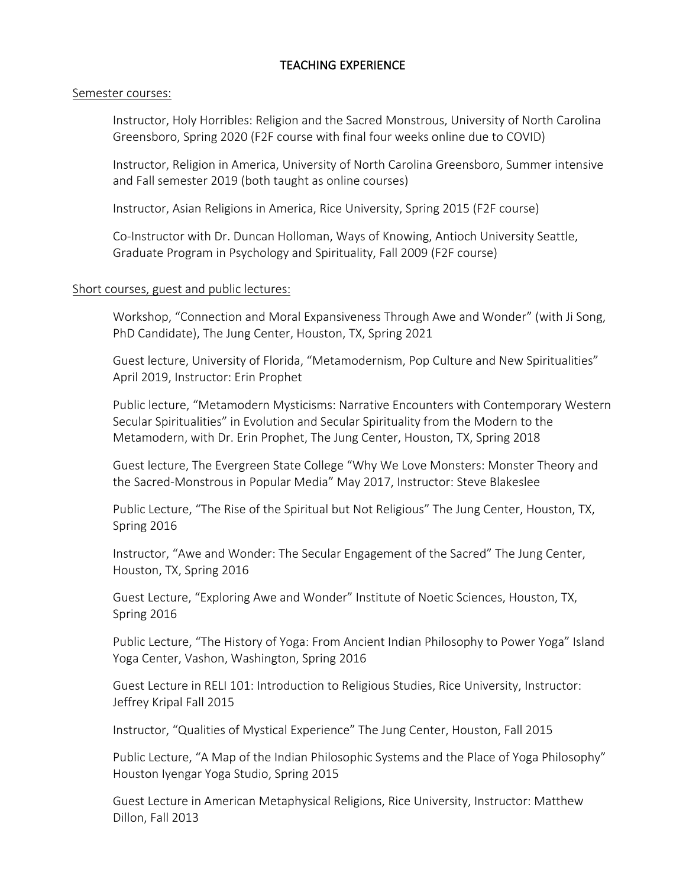## TEACHING EXPERIENCE

Semester courses:

Instructor, Holy Horribles: Religion and the Sacred Monstrous, University of North Carolina Greensboro, Spring 2020 (F2F course with final four weeks online due to COVID)

Instructor, Religion in America, University of North Carolina Greensboro, Summer intensive and Fall semester 2019 (both taught as online courses)

Instructor, Asian Religions in America, Rice University, Spring 2015 (F2F course)

Co-Instructor with Dr. Duncan Holloman, Ways of Knowing, Antioch University Seattle, Graduate Program in Psychology and Spirituality, Fall 2009 (F2F course)

Short courses, guest and public lectures:

Workshop, "Connection and Moral Expansiveness Through Awe and Wonder" (with Ji Song, PhD Candidate), The Jung Center, Houston, TX, Spring 2021

Guest lecture, University of Florida, "Metamodernism, Pop Culture and New Spiritualities" April 2019, Instructor: Erin Prophet

Public lecture, "Metamodern Mysticisms: Narrative Encounters with Contemporary Western Secular Spiritualities" in Evolution and Secular Spirituality from the Modern to the Metamodern, with Dr. Erin Prophet, The Jung Center, Houston, TX, Spring 2018

Guest lecture, The Evergreen State College "Why We Love Monsters: Monster Theory and the Sacred-Monstrous in Popular Media" May 2017, Instructor: Steve Blakeslee

Public Lecture, "The Rise of the Spiritual but Not Religious" The Jung Center, Houston, TX, Spring 2016

Instructor, "Awe and Wonder: The Secular Engagement of the Sacred" The Jung Center, Houston, TX, Spring 2016

Guest Lecture, "Exploring Awe and Wonder" Institute of Noetic Sciences, Houston, TX, Spring 2016

Public Lecture, "The History of Yoga: From Ancient Indian Philosophy to Power Yoga" Island Yoga Center, Vashon, Washington, Spring 2016

Guest Lecture in RELI 101: Introduction to Religious Studies, Rice University, Instructor: Jeffrey Kripal Fall 2015

Instructor, "Qualities of Mystical Experience" The Jung Center, Houston, Fall 2015

Public Lecture, "A Map of the Indian Philosophic Systems and the Place of Yoga Philosophy" Houston Iyengar Yoga Studio, Spring 2015

Guest Lecture in American Metaphysical Religions, Rice University, Instructor: Matthew Dillon, Fall 2013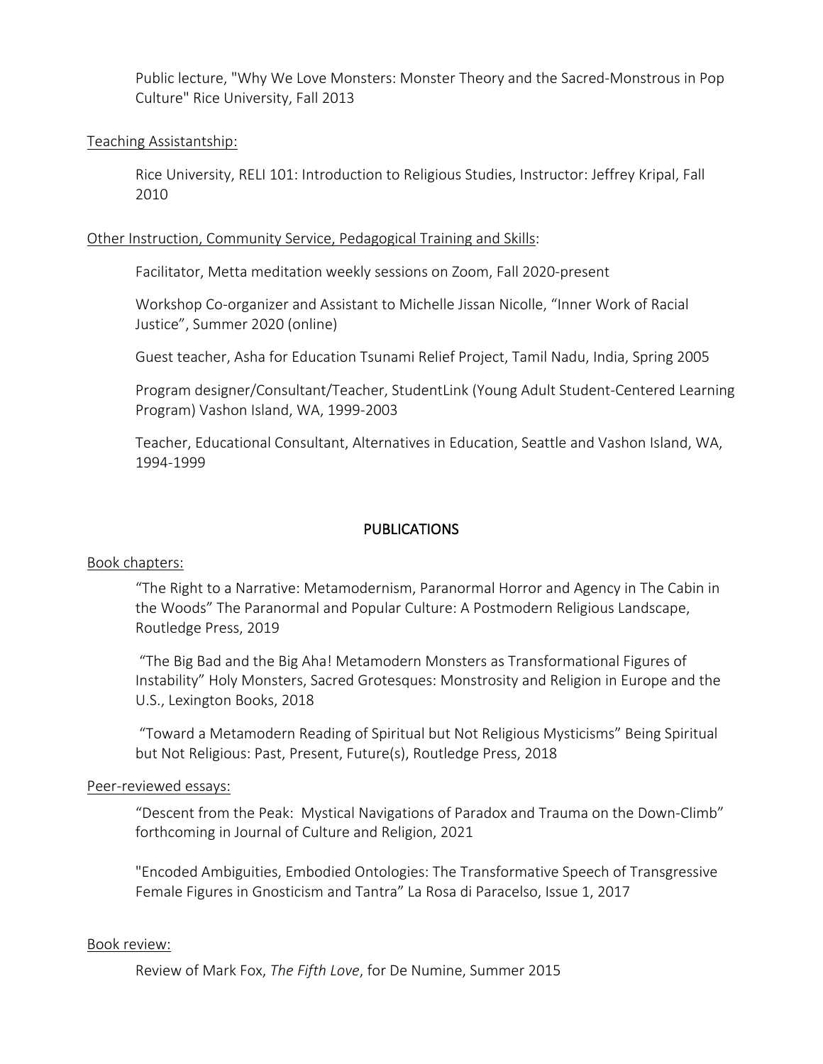Public lecture, "Why We Love Monsters: Monster Theory and the Sacred-Monstrous in Pop Culture" Rice University, Fall 2013

Teaching Assistantship:

Rice University, RELI 101: Introduction to Religious Studies, Instructor: Jeffrey Kripal, Fall 2010

Other Instruction, Community Service, Pedagogical Training and Skills:

Facilitator, Metta meditation weekly sessions on Zoom, Fall 2020-present

Workshop Co-organizer and Assistant to Michelle Jissan Nicolle, "Inner Work of Racial Justice", Summer 2020 (online)

Guest teacher, Asha for Education Tsunami Relief Project, Tamil Nadu, India, Spring 2005

Program designer/Consultant/Teacher, StudentLink (Young Adult Student-Centered Learning Program) Vashon Island, WA, 1999-2003

Teacher, Educational Consultant, Alternatives in Education, Seattle and Vashon Island, WA, 1994-1999

## PUBLICATIONS

Book chapters:

"The Right to a Narrative: Metamodernism, Paranormal Horror and Agency in The Cabin in the Woods" The Paranormal and Popular Culture: A Postmodern Religious Landscape, Routledge Press, 2019

"The Big Bad and the Big Aha! Metamodern Monsters as Transformational Figures of Instability" Holy Monsters, Sacred Grotesques: Monstrosity and Religion in Europe and the U.S., Lexington Books, 2018

"Toward a Metamodern Reading of Spiritual but Not Religious Mysticisms" Being Spiritual but Not Religious: Past, Present, Future(s), Routledge Press, 2018

Peer-reviewed essays:

"Descent from the Peak: Mystical Navigations of Paradox and Trauma on the Down-Climb" forthcoming in Journal of Culture and Religion, 2021

"Encoded Ambiguities, Embodied Ontologies: The Transformative Speech of Transgressive Female Figures in Gnosticism and Tantra" La Rosa di Paracelso, Issue 1, 2017

Book review:

Review of Mark Fox, *The Fifth Love*, for De Numine, Summer 2015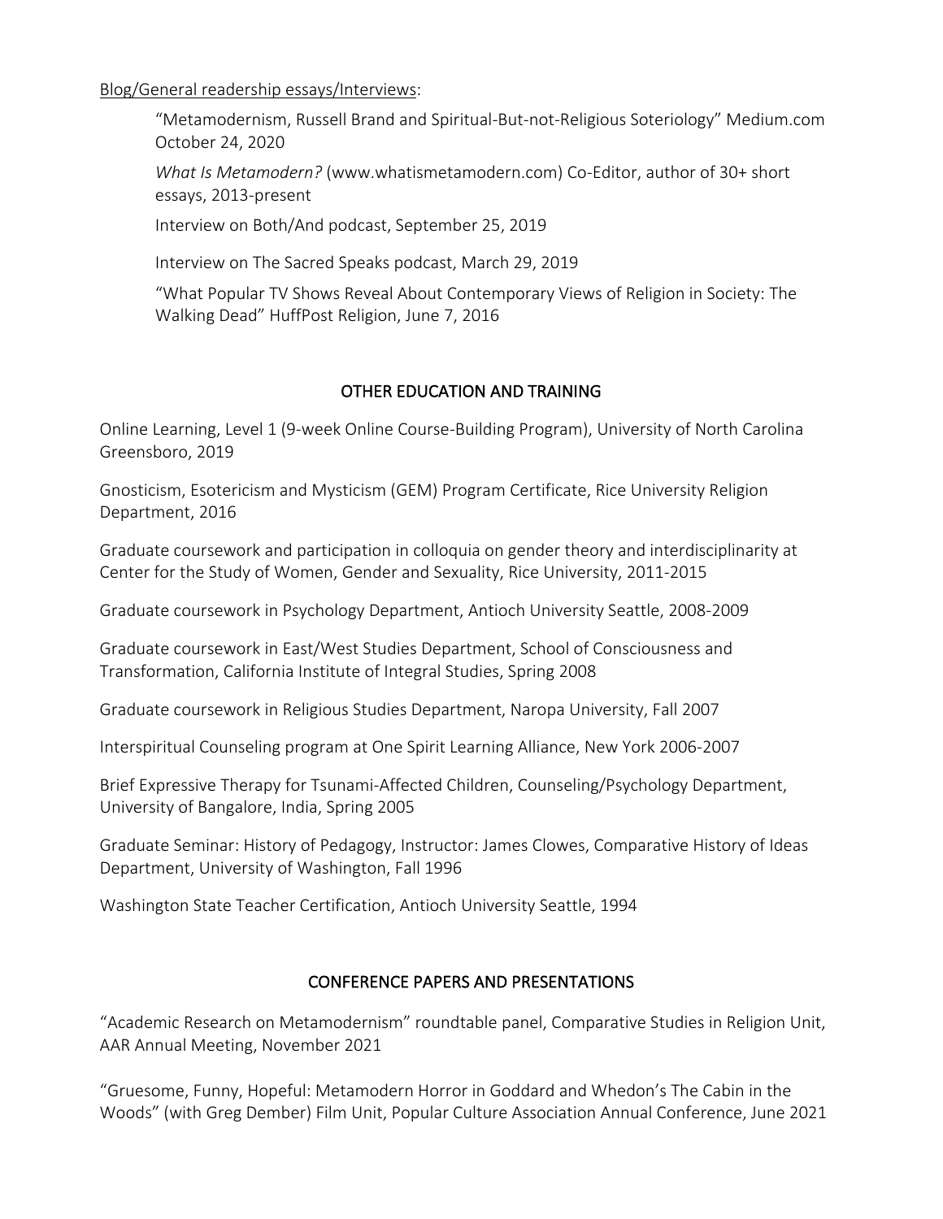Blog/General readership essays/Interviews:

> "Metamodernism, Russell Brand and Spiritual-But-not-Religious Soteriology" Medium.com October 24, 2020
>
> *What Is Metamodern?* (www.whatismetamodern.com) Co-Editor, author of 30+ short essays, 2013-present
>
> Interview on Both/And podcast, September 25, 2019
>
> Interview on The Sacred Speaks podcast, March 29, 2019
>
> "What Popular TV Shows Reveal About Contemporary Views of Religion in Society: The Walking Dead" HuffPost Religion, June 7, 2016

## OTHER EDUCATION AND TRAINING

Online Learning, Level 1 (9-week Online Course-Building Program), University of North Carolina Greensboro, 2019

Gnosticism, Esotericism and Mysticism (GEM) Program Certificate, Rice University Religion Department, 2016

Graduate coursework and participation in colloquia on gender theory and interdisciplinarity at Center for the Study of Women, Gender and Sexuality, Rice University, 2011-2015

Graduate coursework in Psychology Department, Antioch University Seattle, 2008-2009

Graduate coursework in East/West Studies Department, School of Consciousness and Transformation, California Institute of Integral Studies, Spring 2008

Graduate coursework in Religious Studies Department, Naropa University, Fall 2007

Interspiritual Counseling program at One Spirit Learning Alliance, New York 2006-2007

Brief Expressive Therapy for Tsunami-Affected Children, Counseling/Psychology Department, University of Bangalore, India, Spring 2005

Graduate Seminar: History of Pedagogy, Instructor: James Clowes, Comparative History of Ideas Department, University of Washington, Fall 1996

Washington State Teacher Certification, Antioch University Seattle, 1994

## CONFERENCE PAPERS AND PRESENTATIONS

"Academic Research on Metamodernism" roundtable panel, Comparative Studies in Religion Unit, AAR Annual Meeting, November 2021

"Gruesome, Funny, Hopeful: Metamodern Horror in Goddard and Whedon's The Cabin in the Woods" (with Greg Dember) Film Unit, Popular Culture Association Annual Conference, June 2021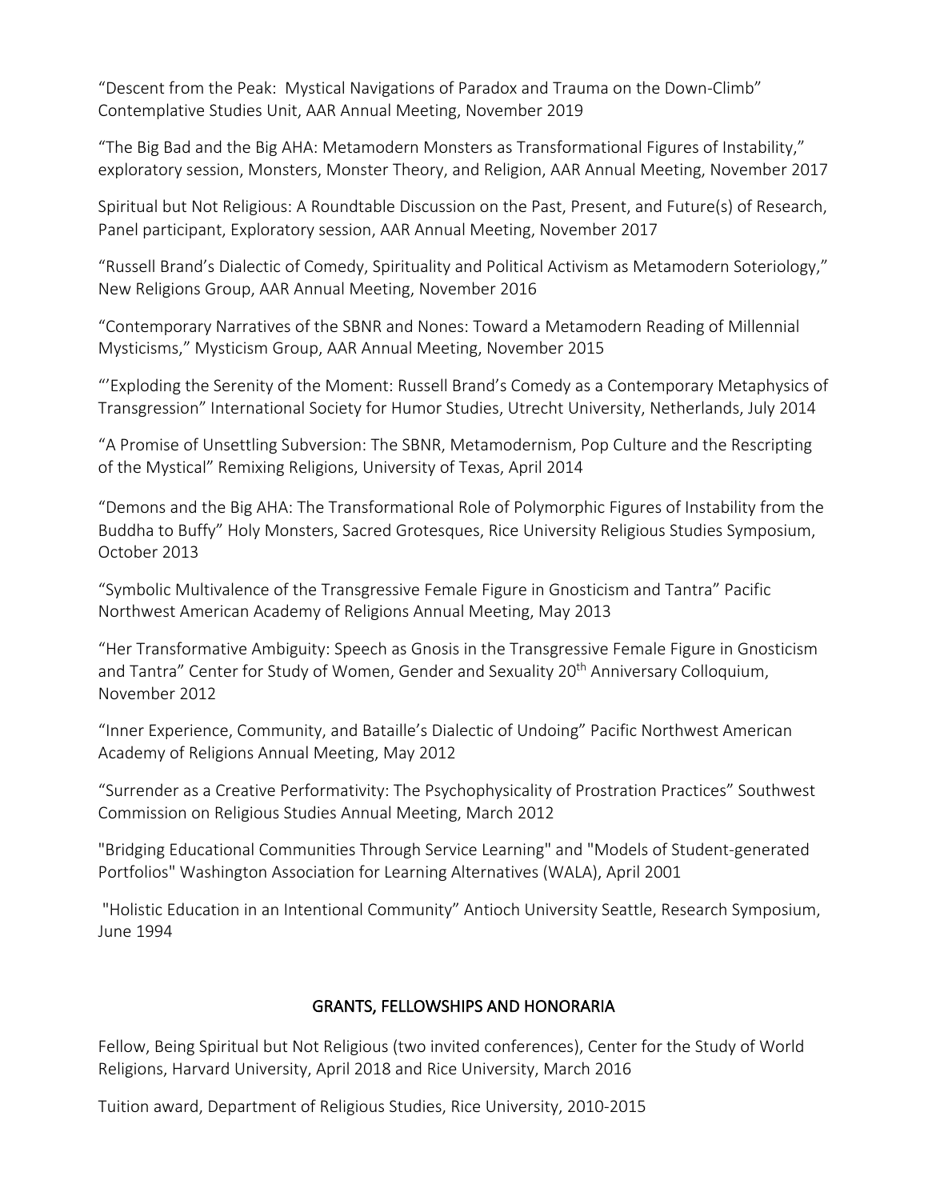"Descent from the Peak: Mystical Navigations of Paradox and Trauma on the Down-Climb" Contemplative Studies Unit, AAR Annual Meeting, November 2019

"The Big Bad and the Big AHA: Metamodern Monsters as Transformational Figures of Instability," exploratory session, Monsters, Monster Theory, and Religion, AAR Annual Meeting, November 2017

Spiritual but Not Religious: A Roundtable Discussion on the Past, Present, and Future(s) of Research, Panel participant, Exploratory session, AAR Annual Meeting, November 2017

"Russell Brand's Dialectic of Comedy, Spirituality and Political Activism as Metamodern Soteriology," New Religions Group, AAR Annual Meeting, November 2016

"Contemporary Narratives of the SBNR and Nones: Toward a Metamodern Reading of Millennial Mysticisms," Mysticism Group, AAR Annual Meeting, November 2015

"'Exploding the Serenity of the Moment: Russell Brand's Comedy as a Contemporary Metaphysics of Transgression" International Society for Humor Studies, Utrecht University, Netherlands, July 2014

"A Promise of Unsettling Subversion: The SBNR, Metamodernism, Pop Culture and the Rescripting of the Mystical" Remixing Religions, University of Texas, April 2014

"Demons and the Big AHA: The Transformational Role of Polymorphic Figures of Instability from the Buddha to Buffy" Holy Monsters, Sacred Grotesques, Rice University Religious Studies Symposium, October 2013

"Symbolic Multivalence of the Transgressive Female Figure in Gnosticism and Tantra" Pacific Northwest American Academy of Religions Annual Meeting, May 2013

"Her Transformative Ambiguity: Speech as Gnosis in the Transgressive Female Figure in Gnosticism and Tantra" Center for Study of Women, Gender and Sexuality 20th Anniversary Colloquium, November 2012

"Inner Experience, Community, and Bataille's Dialectic of Undoing" Pacific Northwest American Academy of Religions Annual Meeting, May 2012

"Surrender as a Creative Performativity: The Psychophysicality of Prostration Practices" Southwest Commission on Religious Studies Annual Meeting, March 2012

"Bridging Educational Communities Through Service Learning" and "Models of Student-generated Portfolios" Washington Association for Learning Alternatives (WALA), April 2001

"Holistic Education in an Intentional Community" Antioch University Seattle, Research Symposium, June 1994

## GRANTS, FELLOWSHIPS AND HONORARIA

Fellow, Being Spiritual but Not Religious (two invited conferences), Center for the Study of World Religions, Harvard University, April 2018 and Rice University, March 2016

Tuition award, Department of Religious Studies, Rice University, 2010-2015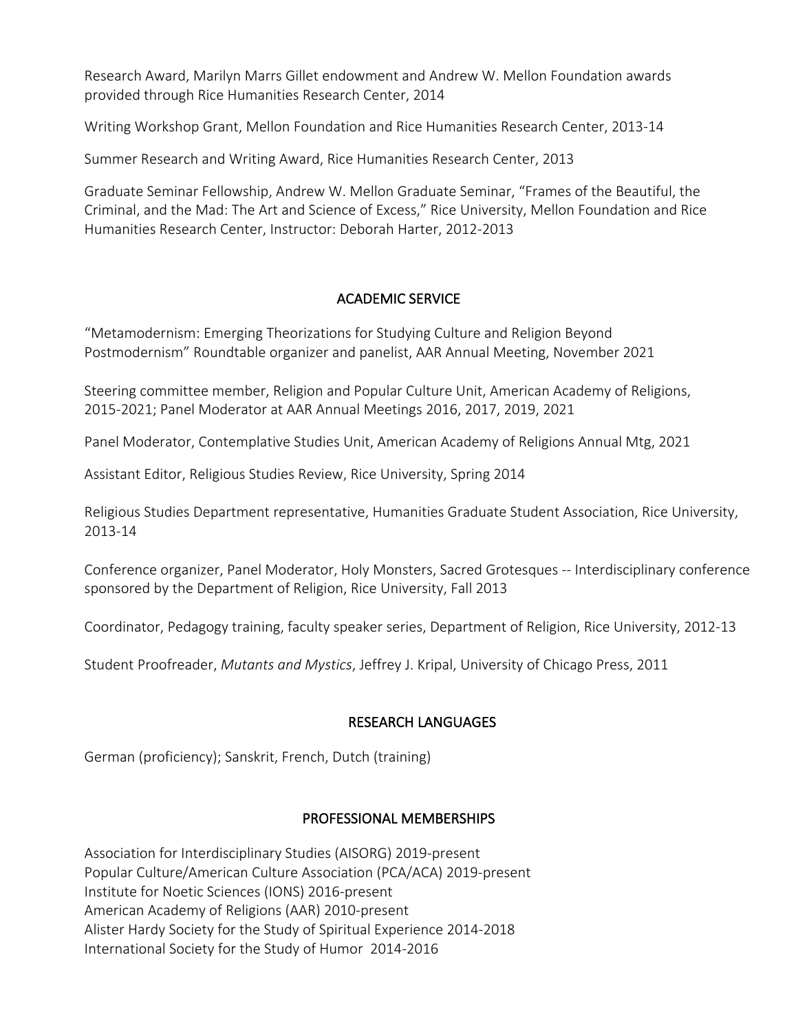Research Award, Marilyn Marrs Gillet endowment and Andrew W. Mellon Foundation awards provided through Rice Humanities Research Center, 2014

Writing Workshop Grant, Mellon Foundation and Rice Humanities Research Center, 2013-14

Summer Research and Writing Award, Rice Humanities Research Center, 2013

Graduate Seminar Fellowship, Andrew W. Mellon Graduate Seminar, "Frames of the Beautiful, the Criminal, and the Mad: The Art and Science of Excess," Rice University, Mellon Foundation and Rice Humanities Research Center, Instructor: Deborah Harter, 2012-2013

## ACADEMIC SERVICE

"Metamodernism: Emerging Theorizations for Studying Culture and Religion Beyond Postmodernism" Roundtable organizer and panelist, AAR Annual Meeting, November 2021

Steering committee member, Religion and Popular Culture Unit, American Academy of Religions, 2015-2021; Panel Moderator at AAR Annual Meetings 2016, 2017, 2019, 2021

Panel Moderator, Contemplative Studies Unit, American Academy of Religions Annual Mtg, 2021

Assistant Editor, Religious Studies Review, Rice University, Spring 2014

Religious Studies Department representative, Humanities Graduate Student Association, Rice University, 2013-14

Conference organizer, Panel Moderator, Holy Monsters, Sacred Grotesques -- Interdisciplinary conference sponsored by the Department of Religion, Rice University, Fall 2013

Coordinator, Pedagogy training, faculty speaker series, Department of Religion, Rice University, 2012-13

Student Proofreader, *Mutants and Mystics*, Jeffrey J. Kripal, University of Chicago Press, 2011

## RESEARCH LANGUAGES

German (proficiency); Sanskrit, French, Dutch (training)

## PROFESSIONAL MEMBERSHIPS

Association for Interdisciplinary Studies (AISORG) 2019-present
Popular Culture/American Culture Association (PCA/ACA) 2019-present
Institute for Noetic Sciences (IONS) 2016-present
American Academy of Religions (AAR) 2010-present
Alister Hardy Society for the Study of Spiritual Experience 2014-2018
International Society for the Study of Humor 2014-2016